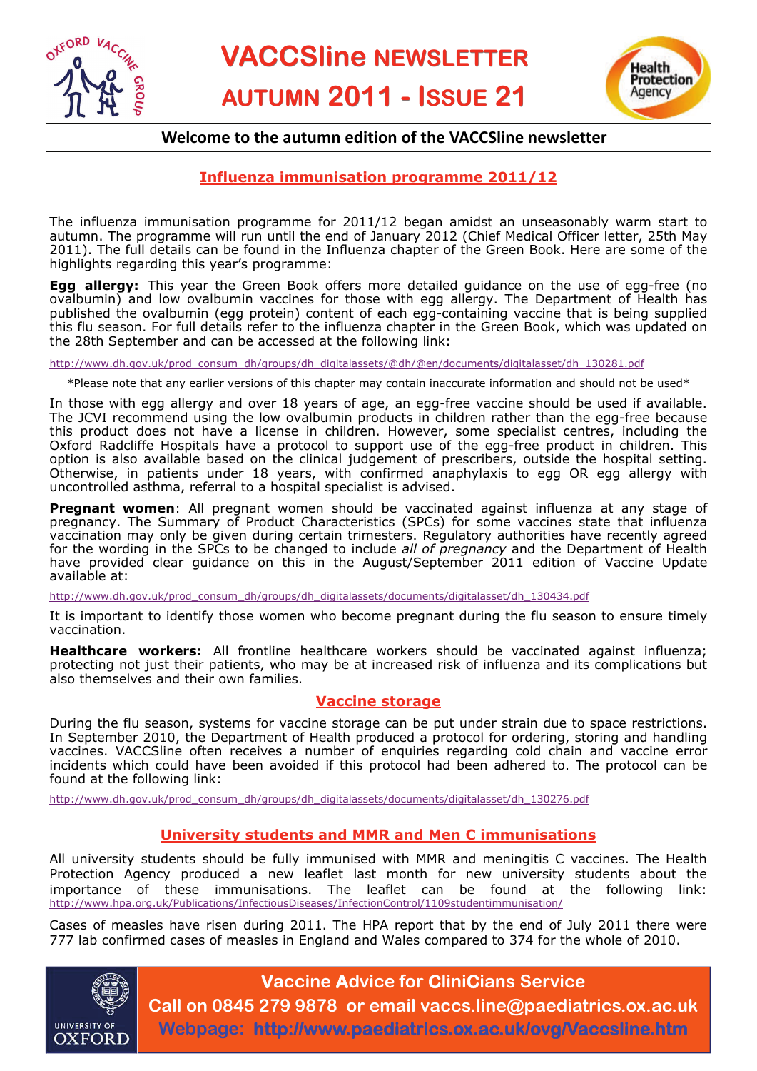# VACCSline NEWSLETTER

## AUTUMN 2011 - ISSUE 21

**Welcome to the autumn edition of the VACCSline newsletter**

## Influenza immunisation programme 2011/12

The influenza immunisation programme for 2011/12 began amidst an unseasonably warm start to autumn. The programme will run until the end of January 2012 (Chief Medical Officer letter, 25th May 2011). The full details can be found in the Influenza chapter of the Green Book. Here are some of the highlights regarding this year's programme:

**Egg allergy:** This year the Green Book offers more detailed guidance on the use of egg-free (no ovalbumin) and low ovalbumin vaccines for those with egg allergy. The Department of Health has published the ovalbumin (egg protein) content of each egg-containing vaccine that is being supplied this flu season. For full details refer to the influenza chapter in the Green Book, which was updated on the 28th September and can be accessed at the following link:

http://www.dh.gov.uk/prod_consum_dh/groups/dh_digitalassets/@dh/@en/documents/digitalasset/dh_130281.pdf

*Please note that any earlier versions of this chapter may contain inaccurate information and should not be used*

In those with egg allergy and over 18 years of age, an egg-free vaccine should be used if available. The JCVI recommend using the low ovalbumin products in children rather than the egg-free because this product does not have a license in children. However, some specialist centres, including the Oxford Radcliffe Hospitals have a protocol to support use of the egg-free product in children. This option is also available based on the clinical judgement of prescribers, outside the hospital setting. Otherwise, in patients under 18 years, with confirmed anaphylaxis to egg OR egg allergy with uncontrolled asthma, referral to a hospital specialist is advised.

**Pregnant women**: All pregnant women should be vaccinated against influenza at any stage of pregnancy. The Summary of Product Characteristics (SPCs) for some vaccines state that influenza vaccination may only be given during certain trimesters. Regulatory authorities have recently agreed for the wording in the SPCs to be changed to include *all of pregnancy* and the Department of Health have provided clear guidance on this in the August/September 2011 edition of Vaccine Update available at:

http://www.dh.gov.uk/prod_consum_dh/groups/dh_digitalassets/documents/digitalasset/dh_130434.pdf

It is important to identify those women who become pregnant during the flu season to ensure timely vaccination.

**Healthcare workers:** All frontline healthcare workers should be vaccinated against influenza; protecting not just their patients, who may be at increased risk of influenza and its complications but also themselves and their own families.

## Vaccine storage

During the flu season, systems for vaccine storage can be put under strain due to space restrictions. In September 2010, the Department of Health produced a protocol for ordering, storing and handling vaccines. VACCSline often receives a number of enquiries regarding cold chain and vaccine error incidents which could have been avoided if this protocol had been adhered to. The protocol can be found at the following link:

http://www.dh.gov.uk/prod_consum_dh/groups/dh_digitalassets/documents/digitalasset/dh_130276.pdf

## University students and MMR and Men C immunisations

All university students should be fully immunised with MMR and meningitis C vaccines. The Health Protection Agency produced a new leaflet last month for new university students about the importance of these immunisations. The leaflet can be found at the following link: http://www.hpa.org.uk/Publications/InfectiousDiseases/InfectionControl/1109studentimmunisation/

Cases of measles have risen during 2011. The HPA report that by the end of July 2011 there were 777 lab confirmed cases of measles in England and Wales compared to 374 for the whole of 2010.

**Vaccine Advice for CliniCians Service**
**Call on 0845 279 9878 or email vaccs.line@paediatrics.ox.ac.uk**
**Webpage: http://www.paediatrics.ox.ac.uk/ovg/Vaccsline.htm**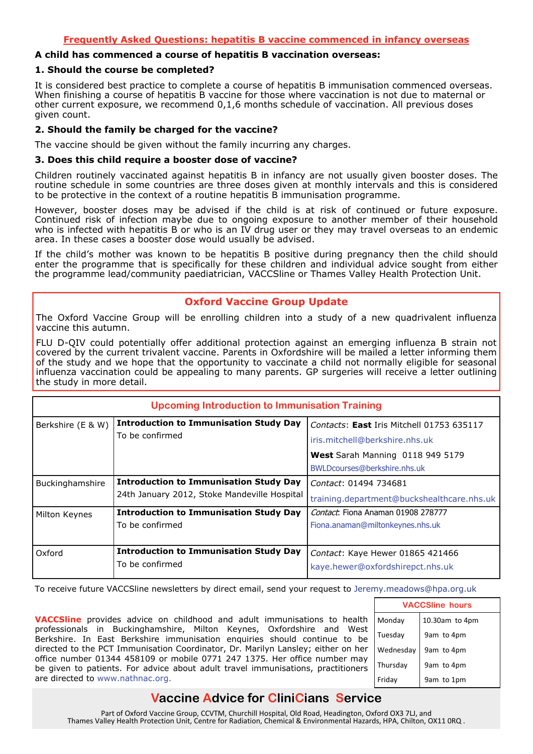## Frequently Asked Questions: hepatitis B vaccine commenced in infancy overseas

**A child has commenced a course of hepatitis B vaccination overseas:**

**1. Should the course be completed?**

It is considered best practice to complete a course of hepatitis B immunisation commenced overseas. When finishing a course of hepatitis B vaccine for those where vaccination is not due to maternal or other current exposure, we recommend 0,1,6 months schedule of vaccination. All previous doses given count.

**2. Should the family be charged for the vaccine?**

The vaccine should be given without the family incurring any charges.

**3. Does this child require a booster dose of vaccine?**

Children routinely vaccinated against hepatitis B in infancy are not usually given booster doses. The routine schedule in some countries are three doses given at monthly intervals and this is considered to be protective in the context of a routine hepatitis B immunisation programme.

However, booster doses may be advised if the child is at risk of continued or future exposure. Continued risk of infection maybe due to ongoing exposure to another member of their household who is infected with hepatitis B or who is an IV drug user or they may travel overseas to an endemic area. In these cases a booster dose would usually be advised.

If the child's mother was known to be hepatitis B positive during pregnancy then the child should enter the programme that is specifically for these children and individual advice sought from either the programme lead/community paediatrician, VACCSline or Thames Valley Health Protection Unit.

## Oxford Vaccine Group Update

The Oxford Vaccine Group will be enrolling children into a study of a new quadrivalent influenza vaccine this autumn.

FLU D-QIV could potentially offer additional protection against an emerging influenza B strain not covered by the current trivalent vaccine. Parents in Oxfordshire will be mailed a letter informing them of the study and we hope that the opportunity to vaccinate a child not normally eligible for seasonal influenza vaccination could be appealing to many parents. GP surgeries will receive a letter outlining the study in more detail.

## Upcoming Introduction to Immunisation Training

| | | |
|---|---|---|
| Berkshire (E & W) | **Introduction to Immunisation Study Day**<br>To be confirmed | *Contacts*: **East** Iris Mitchell 01753 635117<br>iris.mitchell@berkshire.nhs.uk<br>**West** Sarah Manning 0118 949 5179<br>BWLDcourses@berkshire.nhs.uk |
| Buckinghamshire | **Introduction to Immunisation Study Day**<br>24th January 2012, Stoke Mandeville Hospital | *Contact*: 01494 734681<br>training.department@buckshealthcare.nhs.uk |
| Milton Keynes | **Introduction to Immunisation Study Day**<br>To be confirmed | *Contact*: Fiona Anaman 01908 278777<br>Fiona.anaman@miltonkeynes.nhs.uk |
| Oxford | **Introduction to Immunisation Study Day**<br>To be confirmed | *Contact*: Kaye Hewer 01865 421466<br>kaye.hewer@oxfordshirepct.nhs.uk |

To receive future VACCSline newsletters by direct email, send your request to Jeremy.meadows@hpa.org.uk

**VACCSline** provides advice on childhood and adult immunisations to health professionals in Buckinghamshire, Milton Keynes, Oxfordshire and West Berkshire. In East Berkshire immunisation enquiries should continue to be directed to the PCT Immunisation Coordinator, Dr. Marilyn Lansley; either on her office number 01344 458109 or mobile 0771 247 1375. Her office number may be given to patients. For advice about adult travel immunisations, practitioners are directed to www.nathnac.org.

| VACCSline hours | |
|---|---|
| Monday | 10.30am to 4pm |
| Tuesday | 9am to 4pm |
| Wednesday | 9am to 4pm |
| Thursday | 9am to 4pm |
| Friday | 9am to 1pm |

## Vaccine Advice for CliniCians Service

Part of Oxford Vaccine Group, CCVTM, Churchill Hospital, Old Road, Headington, Oxford OX3 7LJ, and Thames Valley Health Protection Unit, Centre for Radiation, Chemical & Environmental Hazards, HPA, Chilton, OX11 0RQ .